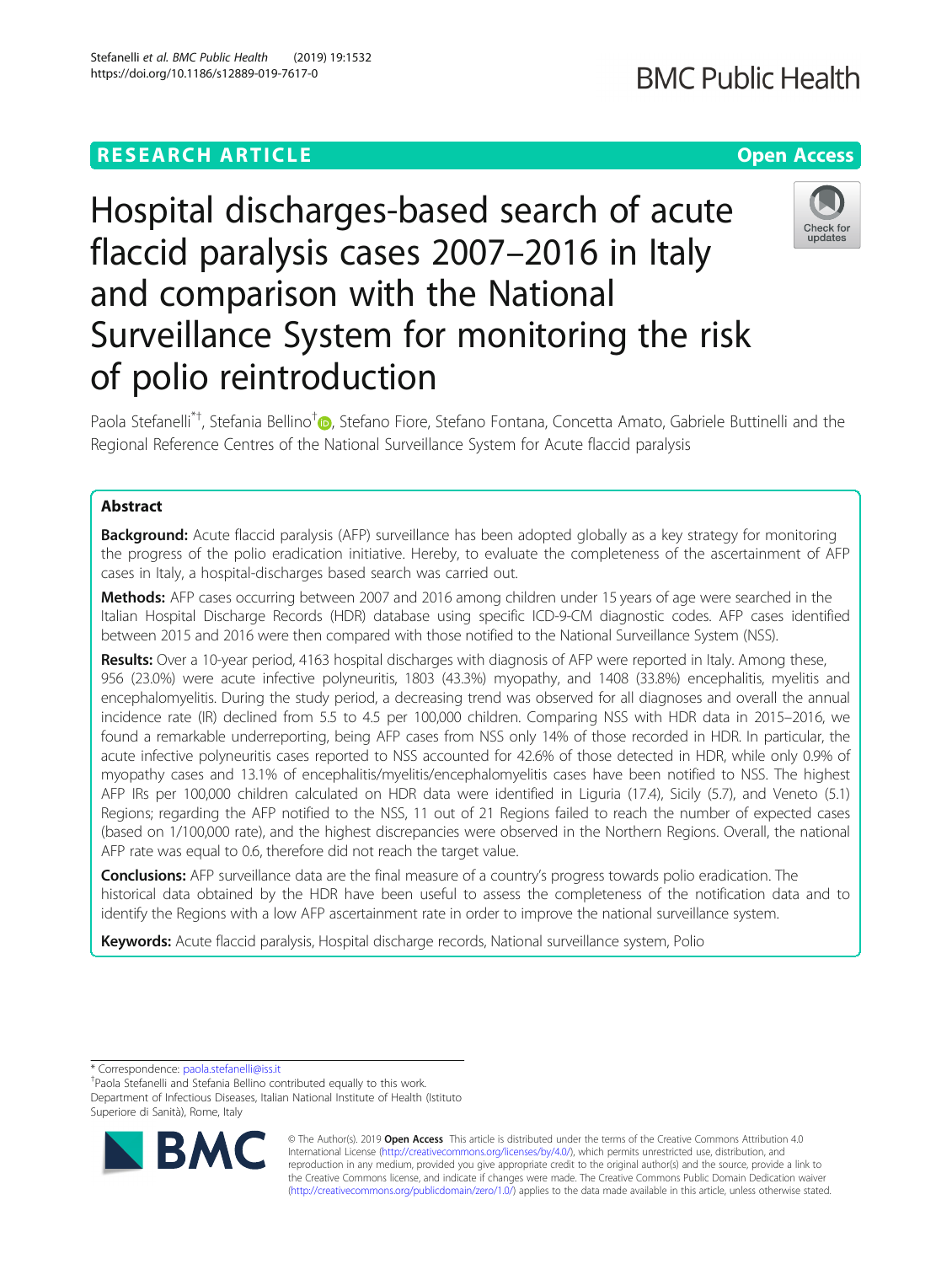RESEARCH ARTICLE

Open Access

# Hospital discharges-based search of acute flaccid paralysis cases 2007–2016 in Italy and comparison with the National Surveillance System for monitoring the risk of polio reintroduction

Paola Stefanelli[*†], Stefania Bellino[†], Stefano Fiore, Stefano Fontana, Concetta Amato, Gabriele Buttinelli and the Regional Reference Centres of the National Surveillance System for Acute flaccid paralysis

## Abstract

**Background:** Acute flaccid paralysis (AFP) surveillance has been adopted globally as a key strategy for monitoring the progress of the polio eradication initiative. Hereby, to evaluate the completeness of the ascertainment of AFP cases in Italy, a hospital-discharges based search was carried out.

**Methods:** AFP cases occurring between 2007 and 2016 among children under 15 years of age were searched in the Italian Hospital Discharge Records (HDR) database using specific ICD-9-CM diagnostic codes. AFP cases identified between 2015 and 2016 were then compared with those notified to the National Surveillance System (NSS).

**Results:** Over a 10-year period, 4163 hospital discharges with diagnosis of AFP were reported in Italy. Among these, 956 (23.0%) were acute infective polyneuritis, 1803 (43.3%) myopathy, and 1408 (33.8%) encephalitis, myelitis and encephalomyelitis. During the study period, a decreasing trend was observed for all diagnoses and overall the annual incidence rate (IR) declined from 5.5 to 4.5 per 100,000 children. Comparing NSS with HDR data in 2015–2016, we found a remarkable underreporting, being AFP cases from NSS only 14% of those recorded in HDR. In particular, the acute infective polyneuritis cases reported to NSS accounted for 42.6% of those detected in HDR, while only 0.9% of myopathy cases and 13.1% of encephalitis/myelitis/encephalomyelitis cases have been notified to NSS. The highest AFP IRs per 100,000 children calculated on HDR data were identified in Liguria (17.4), Sicily (5.7), and Veneto (5.1) Regions; regarding the AFP notified to the NSS, 11 out of 21 Regions failed to reach the number of expected cases (based on 1/100,000 rate), and the highest discrepancies were observed in the Northern Regions. Overall, the national AFP rate was equal to 0.6, therefore did not reach the target value.

**Conclusions:** AFP surveillance data are the final measure of a country's progress towards polio eradication. The historical data obtained by the HDR have been useful to assess the completeness of the notification data and to identify the Regions with a low AFP ascertainment rate in order to improve the national surveillance system.

**Keywords:** Acute flaccid paralysis, Hospital discharge records, National surveillance system, Polio

---

* Correspondence: paola.stefanelli@iss.it

[†]Paola Stefanelli and Stefania Bellino contributed equally to this work.

Department of Infectious Diseases, Italian National Institute of Health (Istituto Superiore di Sanità), Rome, Italy

© The Author(s). 2019 **Open Access** This article is distributed under the terms of the Creative Commons Attribution 4.0 International License (http://creativecommons.org/licenses/by/4.0/), which permits unrestricted use, distribution, and reproduction in any medium, provided you give appropriate credit to the original author(s) and the source, provide a link to the Creative Commons license, and indicate if changes were made. The Creative Commons Public Domain Dedication waiver (http://creativecommons.org/publicdomain/zero/1.0/) applies to the data made available in this article, unless otherwise stated.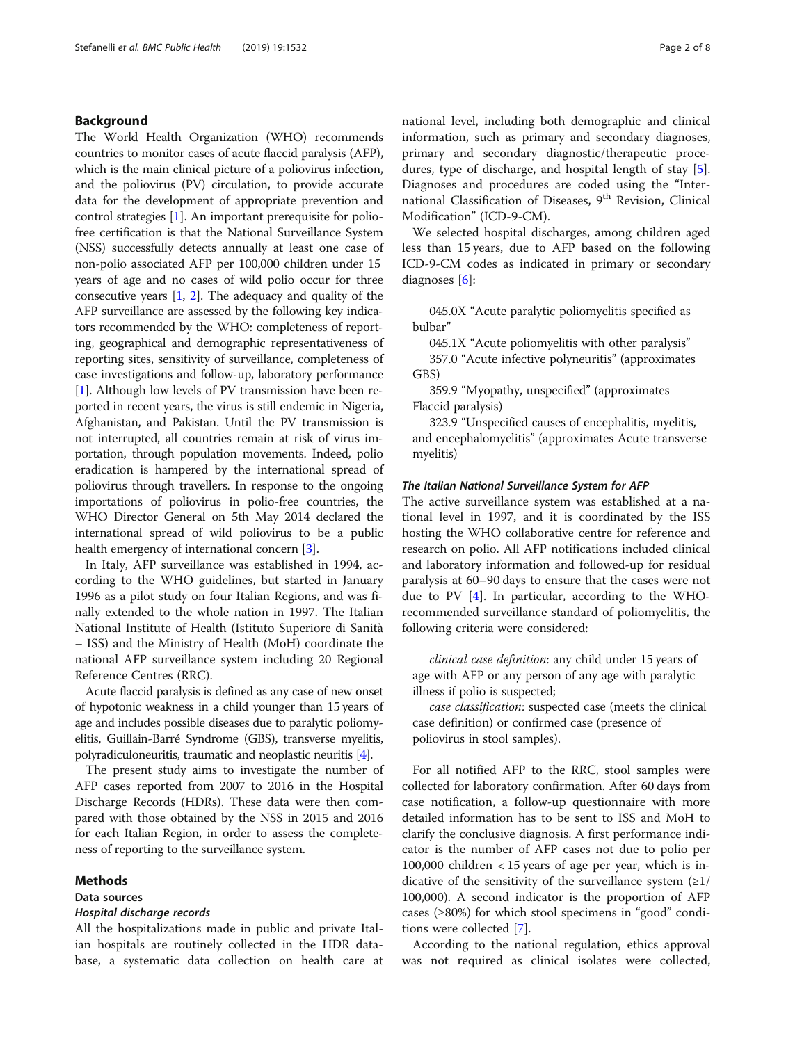## Background

The World Health Organization (WHO) recommends countries to monitor cases of acute flaccid paralysis (AFP), which is the main clinical picture of a poliovirus infection, and the poliovirus (PV) circulation, to provide accurate data for the development of appropriate prevention and control strategies [1]. An important prerequisite for polio-free certification is that the National Surveillance System (NSS) successfully detects annually at least one case of non-polio associated AFP per 100,000 children under 15 years of age and no cases of wild polio occur for three consecutive years [1, 2]. The adequacy and quality of the AFP surveillance are assessed by the following key indicators recommended by the WHO: completeness of reporting, geographical and demographic representativeness of reporting sites, sensitivity of surveillance, completeness of case investigations and follow-up, laboratory performance [1]. Although low levels of PV transmission have been reported in recent years, the virus is still endemic in Nigeria, Afghanistan, and Pakistan. Until the PV transmission is not interrupted, all countries remain at risk of virus importation, through population movements. Indeed, polio eradication is hampered by the international spread of poliovirus through travellers. In response to the ongoing importations of poliovirus in polio-free countries, the WHO Director General on 5th May 2014 declared the international spread of wild poliovirus to be a public health emergency of international concern [3].

In Italy, AFP surveillance was established in 1994, according to the WHO guidelines, but started in January 1996 as a pilot study on four Italian Regions, and was finally extended to the whole nation in 1997. The Italian National Institute of Health (Istituto Superiore di Sanità – ISS) and the Ministry of Health (MoH) coordinate the national AFP surveillance system including 20 Regional Reference Centres (RRC).

Acute flaccid paralysis is defined as any case of new onset of hypotonic weakness in a child younger than 15 years of age and includes possible diseases due to paralytic poliomyelitis, Guillain-Barré Syndrome (GBS), transverse myelitis, polyradiculoneuritis, traumatic and neoplastic neuritis [4].

The present study aims to investigate the number of AFP cases reported from 2007 to 2016 in the Hospital Discharge Records (HDRs). These data were then compared with those obtained by the NSS in 2015 and 2016 for each Italian Region, in order to assess the completeness of reporting to the surveillance system.

## Methods

### Data sources

#### *Hospital discharge records*

All the hospitalizations made in public and private Italian hospitals are routinely collected in the HDR database, a systematic data collection on health care at national level, including both demographic and clinical information, such as primary and secondary diagnoses, primary and secondary diagnostic/therapeutic procedures, type of discharge, and hospital length of stay [5]. Diagnoses and procedures are coded using the "International Classification of Diseases, 9th Revision, Clinical Modification" (ICD-9-CM).

We selected hospital discharges, among children aged less than 15 years, due to AFP based on the following ICD-9-CM codes as indicated in primary or secondary diagnoses [6]:

> 045.0X "Acute paralytic poliomyelitis specified as bulbar"
>
> 045.1X "Acute poliomyelitis with other paralysis"
>
> 357.0 "Acute infective polyneuritis" (approximates GBS)
>
> 359.9 "Myopathy, unspecified" (approximates Flaccid paralysis)
>
> 323.9 "Unspecified causes of encephalitis, myelitis, and encephalomyelitis" (approximates Acute transverse myelitis)

#### *The Italian National Surveillance System for AFP*

The active surveillance system was established at a national level in 1997, and it is coordinated by the ISS hosting the WHO collaborative centre for reference and research on polio. All AFP notifications included clinical and laboratory information and followed-up for residual paralysis at 60–90 days to ensure that the cases were not due to PV [4]. In particular, according to the WHO-recommended surveillance standard of poliomyelitis, the following criteria were considered:

> *clinical case definition*: any child under 15 years of age with AFP or any person of any age with paralytic illness if polio is suspected;
>
> *case classification*: suspected case (meets the clinical case definition) or confirmed case (presence of poliovirus in stool samples).

For all notified AFP to the RRC, stool samples were collected for laboratory confirmation. After 60 days from case notification, a follow-up questionnaire with more detailed information has to be sent to ISS and MoH to clarify the conclusive diagnosis. A first performance indicator is the number of AFP cases not due to polio per 100,000 children < 15 years of age per year, which is indicative of the sensitivity of the surveillance system (≥1/100,000). A second indicator is the proportion of AFP cases (≥80%) for which stool specimens in "good" conditions were collected [7].

According to the national regulation, ethics approval was not required as clinical isolates were collected,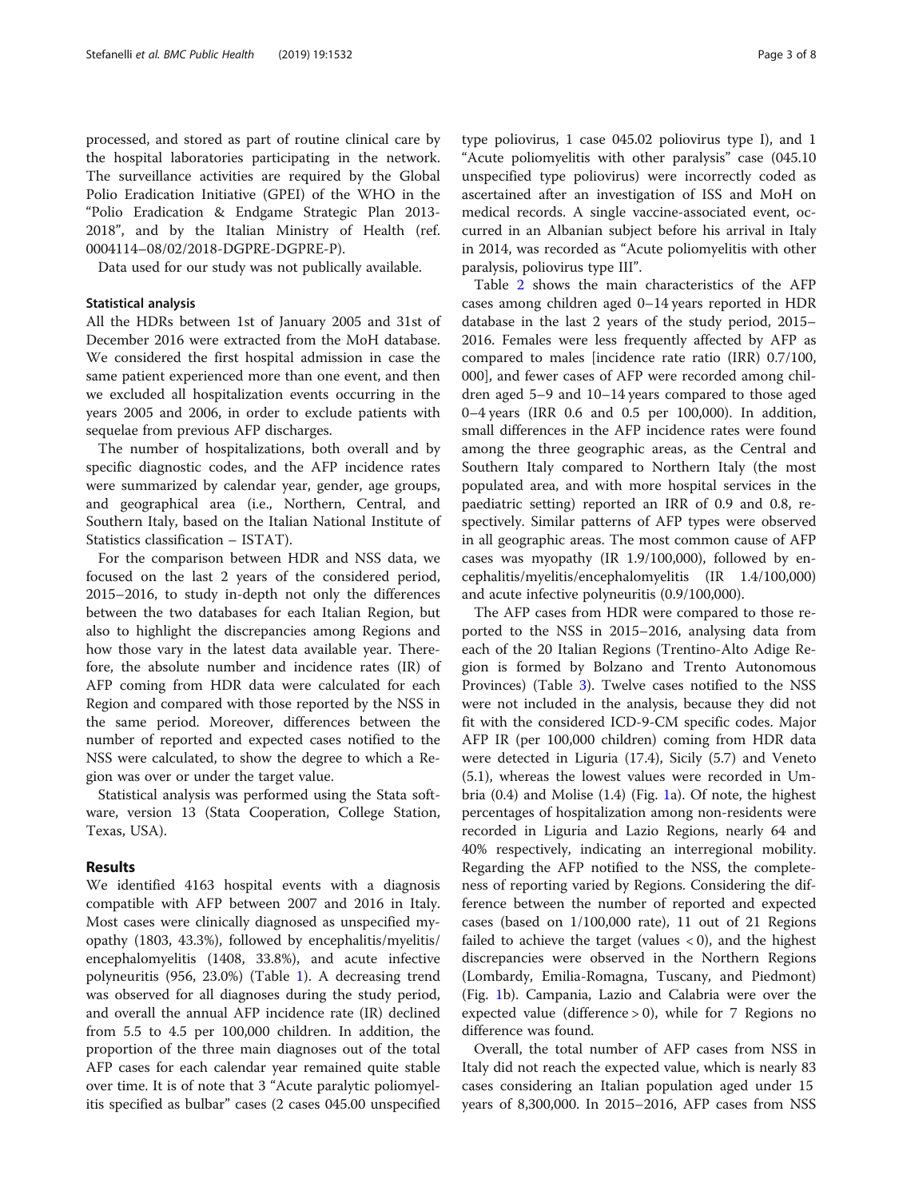processed, and stored as part of routine clinical care by the hospital laboratories participating in the network. The surveillance activities are required by the Global Polio Eradication Initiative (GPEI) of the WHO in the "Polio Eradication & Endgame Strategic Plan 2013-2018", and by the Italian Ministry of Health (ref. 0004114–08/02/2018-DGPRE-DGPRE-P).

Data used for our study was not publically available.

### Statistical analysis

All the HDRs between 1st of January 2005 and 31st of December 2016 were extracted from the MoH database. We considered the first hospital admission in case the same patient experienced more than one event, and then we excluded all hospitalization events occurring in the years 2005 and 2006, in order to exclude patients with sequelae from previous AFP discharges.

The number of hospitalizations, both overall and by specific diagnostic codes, and the AFP incidence rates were summarized by calendar year, gender, age groups, and geographical area (i.e., Northern, Central, and Southern Italy, based on the Italian National Institute of Statistics classification – ISTAT).

For the comparison between HDR and NSS data, we focused on the last 2 years of the considered period, 2015–2016, to study in-depth not only the differences between the two databases for each Italian Region, but also to highlight the discrepancies among Regions and how those vary in the latest data available year. Therefore, the absolute number and incidence rates (IR) of AFP coming from HDR data were calculated for each Region and compared with those reported by the NSS in the same period. Moreover, differences between the number of reported and expected cases notified to the NSS were calculated, to show the degree to which a Region was over or under the target value.

Statistical analysis was performed using the Stata software, version 13 (Stata Cooperation, College Station, Texas, USA).

## Results

We identified 4163 hospital events with a diagnosis compatible with AFP between 2007 and 2016 in Italy. Most cases were clinically diagnosed as unspecified myopathy (1803, 43.3%), followed by encephalitis/myelitis/encephalomyelitis (1408, 33.8%), and acute infective polyneuritis (956, 23.0%) (Table 1). A decreasing trend was observed for all diagnoses during the study period, and overall the annual AFP incidence rate (IR) declined from 5.5 to 4.5 per 100,000 children. In addition, the proportion of the three main diagnoses out of the total AFP cases for each calendar year remained quite stable over time. It is of note that 3 "Acute paralytic poliomyelitis specified as bulbar" cases (2 cases 045.00 unspecified type poliovirus, 1 case 045.02 poliovirus type I), and 1 "Acute poliomyelitis with other paralysis" case (045.10 unspecified type poliovirus) were incorrectly coded as ascertained after an investigation of ISS and MoH on medical records. A single vaccine-associated event, occurred in an Albanian subject before his arrival in Italy in 2014, was recorded as "Acute poliomyelitis with other paralysis, poliovirus type III".

Table 2 shows the main characteristics of the AFP cases among children aged 0–14 years reported in HDR database in the last 2 years of the study period, 2015–2016. Females were less frequently affected by AFP as compared to males [incidence rate ratio (IRR) 0.7/100,000], and fewer cases of AFP were recorded among children aged 5–9 and 10–14 years compared to those aged 0–4 years (IRR 0.6 and 0.5 per 100,000). In addition, small differences in the AFP incidence rates were found among the three geographic areas, as the Central and Southern Italy compared to Northern Italy (the most populated area, and with more hospital services in the paediatric setting) reported an IRR of 0.9 and 0.8, respectively. Similar patterns of AFP types were observed in all geographic areas. The most common cause of AFP cases was myopathy (IR 1.9/100,000), followed by encephalitis/myelitis/encephalomyelitis (IR 1.4/100,000) and acute infective polyneuritis (0.9/100,000).

The AFP cases from HDR were compared to those reported to the NSS in 2015–2016, analysing data from each of the 20 Italian Regions (Trentino-Alto Adige Region is formed by Bolzano and Trento Autonomous Provinces) (Table 3). Twelve cases notified to the NSS were not included in the analysis, because they did not fit with the considered ICD-9-CM specific codes. Major AFP IR (per 100,000 children) coming from HDR data were detected in Liguria (17.4), Sicily (5.7) and Veneto (5.1), whereas the lowest values were recorded in Umbria (0.4) and Molise (1.4) (Fig. 1a). Of note, the highest percentages of hospitalization among non-residents were recorded in Liguria and Lazio Regions, nearly 64 and 40% respectively, indicating an interregional mobility. Regarding the AFP notified to the NSS, the completeness of reporting varied by Regions. Considering the difference between the number of reported and expected cases (based on 1/100,000 rate), 11 out of 21 Regions failed to achieve the target (values < 0), and the highest discrepancies were observed in the Northern Regions (Lombardy, Emilia-Romagna, Tuscany, and Piedmont) (Fig. 1b). Campania, Lazio and Calabria were over the expected value (difference > 0), while for 7 Regions no difference was found.

Overall, the total number of AFP cases from NSS in Italy did not reach the expected value, which is nearly 83 cases considering an Italian population aged under 15 years of 8,300,000. In 2015–2016, AFP cases from NSS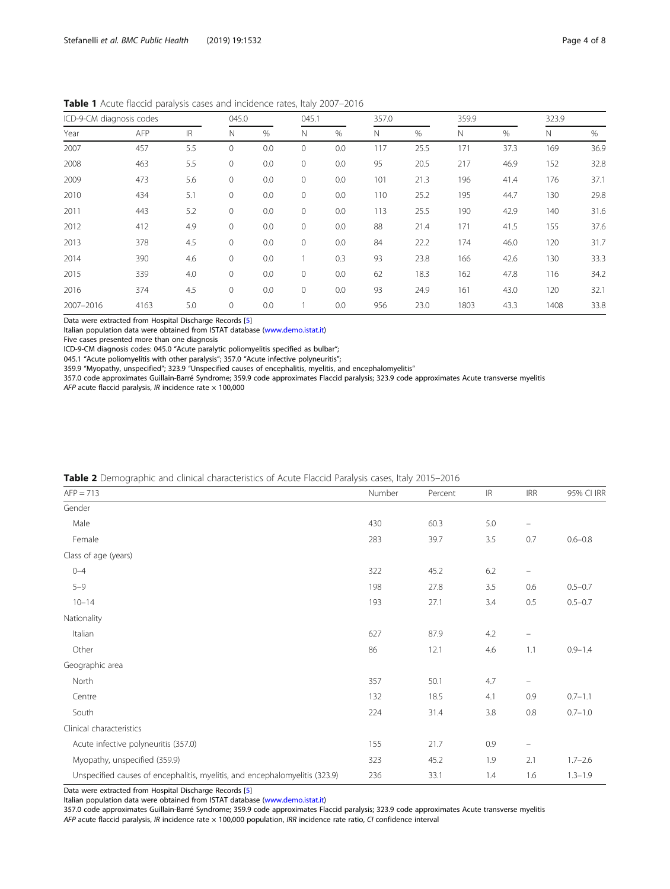**Table 1** Acute flaccid paralysis cases and incidence rates, Italy 2007–2016

| ICD-9-CM diagnosis codes | | | 045.0 | | 045.1 | | 357.0 | | 359.9 | | 323.9 | |
|---|---|---|---|---|---|---|---|---|---|---|---|---|
| Year | AFP | IR | N | % | N | % | N | % | N | % | N | % |
| 2007 | 457 | 5.5 | 0 | 0.0 | 0 | 0.0 | 117 | 25.5 | 171 | 37.3 | 169 | 36.9 |
| 2008 | 463 | 5.5 | 0 | 0.0 | 0 | 0.0 | 95 | 20.5 | 217 | 46.9 | 152 | 32.8 |
| 2009 | 473 | 5.6 | 0 | 0.0 | 0 | 0.0 | 101 | 21.3 | 196 | 41.4 | 176 | 37.1 |
| 2010 | 434 | 5.1 | 0 | 0.0 | 0 | 0.0 | 110 | 25.2 | 195 | 44.7 | 130 | 29.8 |
| 2011 | 443 | 5.2 | 0 | 0.0 | 0 | 0.0 | 113 | 25.5 | 190 | 42.9 | 140 | 31.6 |
| 2012 | 412 | 4.9 | 0 | 0.0 | 0 | 0.0 | 88 | 21.4 | 171 | 41.5 | 155 | 37.6 |
| 2013 | 378 | 4.5 | 0 | 0.0 | 0 | 0.0 | 84 | 22.2 | 174 | 46.0 | 120 | 31.7 |
| 2014 | 390 | 4.6 | 0 | 0.0 | 1 | 0.3 | 93 | 23.8 | 166 | 42.6 | 130 | 33.3 |
| 2015 | 339 | 4.0 | 0 | 0.0 | 0 | 0.0 | 62 | 18.3 | 162 | 47.8 | 116 | 34.2 |
| 2016 | 374 | 4.5 | 0 | 0.0 | 0 | 0.0 | 93 | 24.9 | 161 | 43.0 | 120 | 32.1 |
| 2007–2016 | 4163 | 5.0 | 0 | 0.0 | 1 | 0.0 | 956 | 23.0 | 1803 | 43.3 | 1408 | 33.8 |

Data were extracted from Hospital Discharge Records [5]
Italian population data were obtained from ISTAT database (www.demo.istat.it)
Five cases presented more than one diagnosis
ICD-9-CM diagnosis codes: 045.0 "Acute paralytic poliomyelitis specified as bulbar";
045.1 "Acute poliomyelitis with other paralysis"; 357.0 "Acute infective polyneuritis";
359.9 "Myopathy, unspecified"; 323.9 "Unspecified causes of encephalitis, myelitis, and encephalomyelitis"
357.0 code approximates Guillain-Barré Syndrome; 359.9 code approximates Flaccid paralysis; 323.9 code approximates Acute transverse myelitis
*AFP* acute flaccid paralysis, *IR* incidence rate × 100,000

**Table 2** Demographic and clinical characteristics of Acute Flaccid Paralysis cases, Italy 2015–2016

| AFP = 713 | Number | Percent | IR | IRR | 95% CI IRR |
|---|---|---|---|---|---|
| Gender | | | | | |
| Male | 430 | 60.3 | 5.0 | – | |
| Female | 283 | 39.7 | 3.5 | 0.7 | 0.6–0.8 |
| Class of age (years) | | | | | |
| 0–4 | 322 | 45.2 | 6.2 | – | |
| 5–9 | 198 | 27.8 | 3.5 | 0.6 | 0.5–0.7 |
| 10–14 | 193 | 27.1 | 3.4 | 0.5 | 0.5–0.7 |
| Nationality | | | | | |
| Italian | 627 | 87.9 | 4.2 | – | |
| Other | 86 | 12.1 | 4.6 | 1.1 | 0.9–1.4 |
| Geographic area | | | | | |
| North | 357 | 50.1 | 4.7 | – | |
| Centre | 132 | 18.5 | 4.1 | 0.9 | 0.7–1.1 |
| South | 224 | 31.4 | 3.8 | 0.8 | 0.7–1.0 |
| Clinical characteristics | | | | | |
| Acute infective polyneuritis (357.0) | 155 | 21.7 | 0.9 | – | |
| Myopathy, unspecified (359.9) | 323 | 45.2 | 1.9 | 2.1 | 1.7–2.6 |
| Unspecified causes of encephalitis, myelitis, and encephalomyelitis (323.9) | 236 | 33.1 | 1.4 | 1.6 | 1.3–1.9 |

Data were extracted from Hospital Discharge Records [5]
Italian population data were obtained from ISTAT database (www.demo.istat.it)
357.0 code approximates Guillain-Barré Syndrome; 359.9 code approximates Flaccid paralysis; 323.9 code approximates Acute transverse myelitis
*AFP* acute flaccid paralysis, *IR* incidence rate × 100,000 population, *IRR* incidence rate ratio, *CI* confidence interval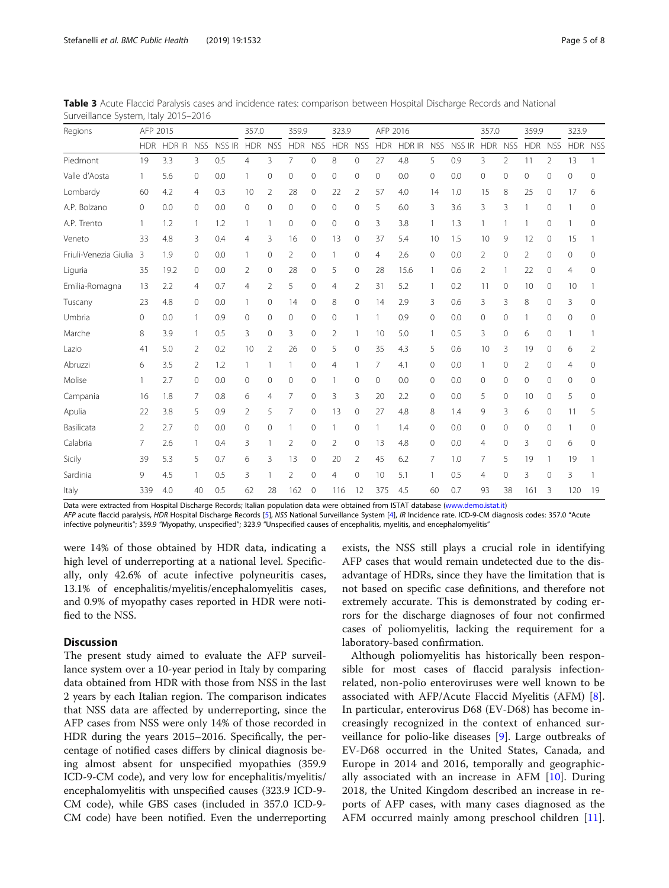**Table 3** Acute Flaccid Paralysis cases and incidence rates: comparison between Hospital Discharge Records and National Surveillance System, Italy 2015–2016

| Regions | AFP 2015 | | | | 357.0 | | 359.9 | | 323.9 | | AFP 2016 | | | | 357.0 | | 359.9 | | 323.9 | |
|---|---|---|---|---|---|---|---|---|---|---|---|---|---|---|---|---|---|---|---|---|
| | HDR | HDR IR | NSS | NSS IR | HDR | NSS | HDR | NSS | HDR | NSS | HDR | HDR IR | NSS | NSS IR | HDR | NSS | HDR | NSS | HDR | NSS |
| Piedmont | 19 | 3.3 | 3 | 0.5 | 4 | 3 | 7 | 0 | 8 | 0 | 27 | 4.8 | 5 | 0.9 | 3 | 2 | 11 | 2 | 13 | 1 |
| Valle d'Aosta | 1 | 5.6 | 0 | 0.0 | 1 | 0 | 0 | 0 | 0 | 0 | 0 | 0.0 | 0 | 0.0 | 0 | 0 | 0 | 0 | 0 | 0 |
| Lombardy | 60 | 4.2 | 4 | 0.3 | 10 | 2 | 28 | 0 | 22 | 2 | 57 | 4.0 | 14 | 1.0 | 15 | 8 | 25 | 0 | 17 | 6 |
| A.P. Bolzano | 0 | 0.0 | 0 | 0.0 | 0 | 0 | 0 | 0 | 0 | 0 | 5 | 6.0 | 3 | 3.6 | 3 | 3 | 1 | 0 | 1 | 0 |
| A.P. Trento | 1 | 1.2 | 1 | 1.2 | 1 | 1 | 0 | 0 | 0 | 0 | 3 | 3.8 | 1 | 1.3 | 1 | 1 | 1 | 0 | 1 | 0 |
| Veneto | 33 | 4.8 | 3 | 0.4 | 4 | 3 | 16 | 0 | 13 | 0 | 37 | 5.4 | 10 | 1.5 | 10 | 9 | 12 | 0 | 15 | 1 |
| Friuli-Venezia Giulia | 3 | 1.9 | 0 | 0.0 | 1 | 0 | 2 | 0 | 1 | 0 | 4 | 2.6 | 0 | 0.0 | 2 | 0 | 2 | 0 | 0 | 0 |
| Liguria | 35 | 19.2 | 0 | 0.0 | 2 | 0 | 28 | 0 | 5 | 0 | 28 | 15.6 | 1 | 0.6 | 2 | 1 | 22 | 0 | 4 | 0 |
| Emilia-Romagna | 13 | 2.2 | 4 | 0.7 | 4 | 2 | 5 | 0 | 4 | 2 | 31 | 5.2 | 1 | 0.2 | 11 | 0 | 10 | 0 | 10 | 1 |
| Tuscany | 23 | 4.8 | 0 | 0.0 | 1 | 0 | 14 | 0 | 8 | 0 | 14 | 2.9 | 3 | 0.6 | 3 | 3 | 8 | 0 | 3 | 0 |
| Umbria | 0 | 0.0 | 1 | 0.9 | 0 | 0 | 0 | 0 | 0 | 1 | 1 | 0.9 | 0 | 0.0 | 0 | 0 | 1 | 0 | 0 | 0 |
| Marche | 8 | 3.9 | 1 | 0.5 | 3 | 0 | 3 | 0 | 2 | 1 | 10 | 5.0 | 1 | 0.5 | 3 | 0 | 6 | 0 | 1 | 1 |
| Lazio | 41 | 5.0 | 2 | 0.2 | 10 | 2 | 26 | 0 | 5 | 0 | 35 | 4.3 | 5 | 0.6 | 10 | 3 | 19 | 0 | 6 | 2 |
| Abruzzi | 6 | 3.5 | 2 | 1.2 | 1 | 1 | 1 | 0 | 4 | 1 | 7 | 4.1 | 0 | 0.0 | 1 | 0 | 2 | 0 | 4 | 0 |
| Molise | 1 | 2.7 | 0 | 0.0 | 0 | 0 | 0 | 0 | 1 | 0 | 0 | 0.0 | 0 | 0.0 | 0 | 0 | 0 | 0 | 0 | 0 |
| Campania | 16 | 1.8 | 7 | 0.8 | 6 | 4 | 7 | 0 | 3 | 3 | 20 | 2.2 | 0 | 0.0 | 5 | 0 | 10 | 0 | 5 | 0 |
| Apulia | 22 | 3.8 | 5 | 0.9 | 2 | 5 | 7 | 0 | 13 | 0 | 27 | 4.8 | 8 | 1.4 | 9 | 3 | 6 | 0 | 11 | 5 |
| Basilicata | 2 | 2.7 | 0 | 0.0 | 0 | 0 | 1 | 0 | 1 | 0 | 1 | 1.4 | 0 | 0.0 | 0 | 0 | 0 | 0 | 1 | 0 |
| Calabria | 7 | 2.6 | 1 | 0.4 | 3 | 1 | 2 | 0 | 2 | 0 | 13 | 4.8 | 0 | 0.0 | 4 | 0 | 3 | 0 | 6 | 0 |
| Sicily | 39 | 5.3 | 5 | 0.7 | 6 | 3 | 13 | 0 | 20 | 2 | 45 | 6.2 | 7 | 1.0 | 7 | 5 | 19 | 1 | 19 | 1 |
| Sardinia | 9 | 4.5 | 1 | 0.5 | 3 | 1 | 2 | 0 | 4 | 0 | 10 | 5.1 | 1 | 0.5 | 4 | 0 | 3 | 0 | 3 | 1 |
| Italy | 339 | 4.0 | 40 | 0.5 | 62 | 28 | 162 | 0 | 116 | 12 | 375 | 4.5 | 60 | 0.7 | 93 | 38 | 161 | 3 | 120 | 19 |

Data were extracted from Hospital Discharge Records; Italian population data were obtained from ISTAT database (www.demo.istat.it)

*AFP* acute flaccid paralysis, *HDR* Hospital Discharge Records [5], *NSS* National Surveillance System [4], *IR* Incidence rate. ICD-9-CM diagnosis codes: 357.0 "Acute infective polyneuritis"; 359.9 "Myopathy, unspecified"; 323.9 "Unspecified causes of encephalitis, myelitis, and encephalomyelitis"

were 14% of those obtained by HDR data, indicating a high level of underreporting at a national level. Specifically, only 42.6% of acute infective polyneuritis cases, 13.1% of encephalitis/myelitis/encephalomyelitis cases, and 0.9% of myopathy cases reported in HDR were notified to the NSS.

## Discussion

The present study aimed to evaluate the AFP surveillance system over a 10-year period in Italy by comparing data obtained from HDR with those from NSS in the last 2 years by each Italian region. The comparison indicates that NSS data are affected by underreporting, since the AFP cases from NSS were only 14% of those recorded in HDR during the years 2015–2016. Specifically, the percentage of notified cases differs by clinical diagnosis being almost absent for unspecified myopathies (359.9 ICD-9-CM code), and very low for encephalitis/myelitis/encephalomyelitis with unspecified causes (323.9 ICD-9-CM code), while GBS cases (included in 357.0 ICD-9-CM code) have been notified. Even the underreporting exists, the NSS still plays a crucial role in identifying AFP cases that would remain undetected due to the disadvantage of HDRs, since they have the limitation that is not based on specific case definitions, and therefore not extremely accurate. This is demonstrated by coding errors for the discharge diagnoses of four not confirmed cases of poliomyelitis, lacking the requirement for a laboratory-based confirmation.

Although poliomyelitis has historically been responsible for most cases of flaccid paralysis infection-related, non-polio enteroviruses were well known to be associated with AFP/Acute Flaccid Myelitis (AFM) [8]. In particular, enterovirus D68 (EV-D68) has become increasingly recognized in the context of enhanced surveillance for polio-like diseases [9]. Large outbreaks of EV-D68 occurred in the United States, Canada, and Europe in 2014 and 2016, temporally and geographically associated with an increase in AFM [10]. During 2018, the United Kingdom described an increase in reports of AFP cases, with many cases diagnosed as the AFM occurred mainly among preschool children [11].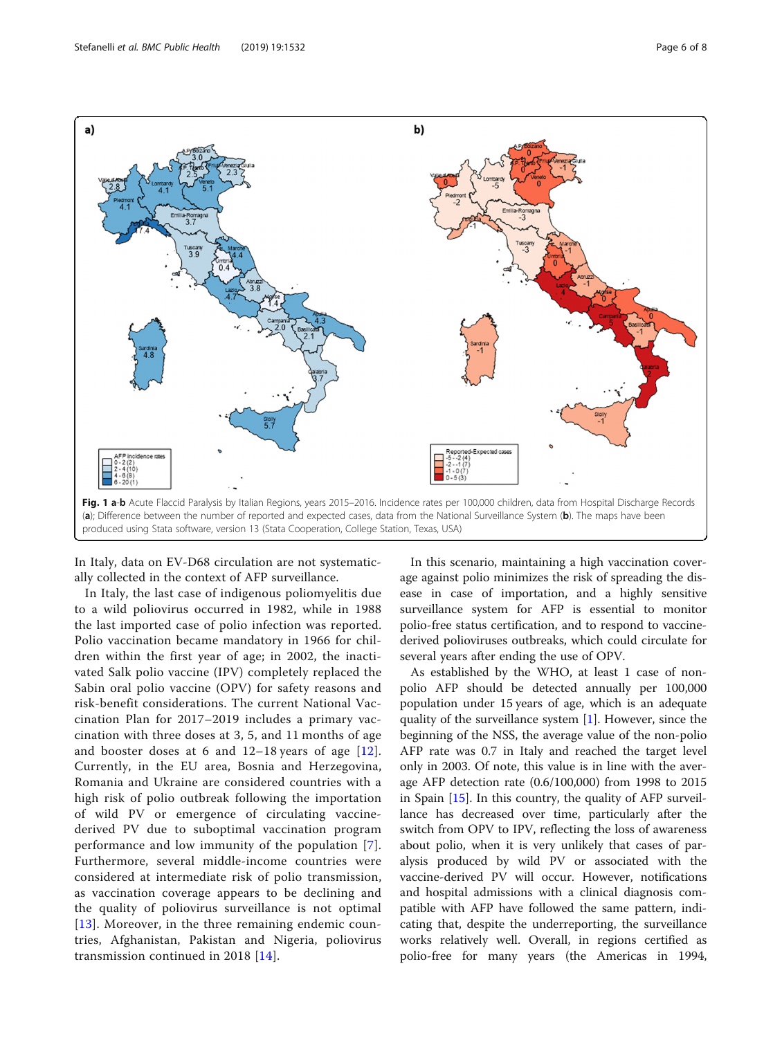**Fig. 1 a-b** Acute Flaccid Paralysis by Italian Regions, years 2015–2016. Incidence rates per 100,000 children, data from Hospital Discharge Records (**a**); Difference between the number of reported and expected cases, data from the National Surveillance System (**b**). The maps have been produced using Stata software, version 13 (Stata Cooperation, College Station, Texas, USA)

In Italy, data on EV-D68 circulation are not systematically collected in the context of AFP surveillance.

In Italy, the last case of indigenous poliomyelitis due to a wild poliovirus occurred in 1982, while in 1988 the last imported case of polio infection was reported. Polio vaccination became mandatory in 1966 for children within the first year of age; in 2002, the inactivated Salk polio vaccine (IPV) completely replaced the Sabin oral polio vaccine (OPV) for safety reasons and risk-benefit considerations. The current National Vaccination Plan for 2017–2019 includes a primary vaccination with three doses at 3, 5, and 11 months of age and booster doses at 6 and 12–18 years of age [12]. Currently, in the EU area, Bosnia and Herzegovina, Romania and Ukraine are considered countries with a high risk of polio outbreak following the importation of wild PV or emergence of circulating vaccine-derived PV due to suboptimal vaccination program performance and low immunity of the population [7]. Furthermore, several middle-income countries were considered at intermediate risk of polio transmission, as vaccination coverage appears to be declining and the quality of poliovirus surveillance is not optimal [13]. Moreover, in the three remaining endemic countries, Afghanistan, Pakistan and Nigeria, poliovirus transmission continued in 2018 [14].

In this scenario, maintaining a high vaccination coverage against polio minimizes the risk of spreading the disease in case of importation, and a highly sensitive surveillance system for AFP is essential to monitor polio-free status certification, and to respond to vaccine-derived polioviruses outbreaks, which could circulate for several years after ending the use of OPV.

As established by the WHO, at least 1 case of non-polio AFP should be detected annually per 100,000 population under 15 years of age, which is an adequate quality of the surveillance system [1]. However, since the beginning of the NSS, the average value of the non-polio AFP rate was 0.7 in Italy and reached the target level only in 2003. Of note, this value is in line with the average AFP detection rate (0.6/100,000) from 1998 to 2015 in Spain [15]. In this country, the quality of AFP surveillance has decreased over time, particularly after the switch from OPV to IPV, reflecting the loss of awareness about polio, when it is very unlikely that cases of paralysis produced by wild PV or associated with the vaccine-derived PV will occur. However, notifications and hospital admissions with a clinical diagnosis compatible with AFP have followed the same pattern, indicating that, despite the underreporting, the surveillance works relatively well. Overall, in regions certified as polio-free for many years (the Americas in 1994,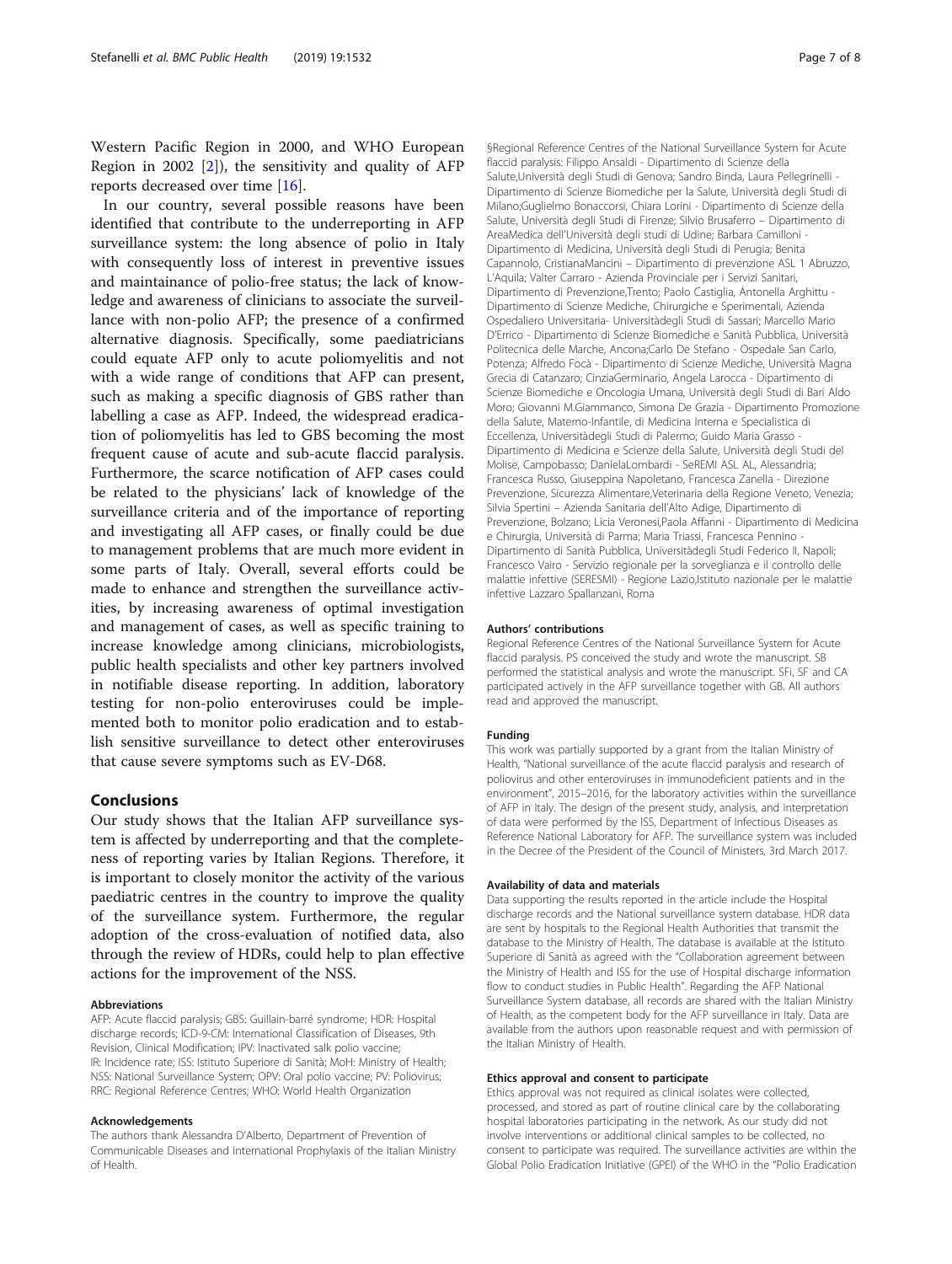Western Pacific Region in 2000, and WHO European Region in 2002 [2]), the sensitivity and quality of AFP reports decreased over time [16].

In our country, several possible reasons have been identified that contribute to the underreporting in AFP surveillance system: the long absence of polio in Italy with consequently loss of interest in preventive issues and maintainance of polio-free status; the lack of knowledge and awareness of clinicians to associate the surveillance with non-polio AFP; the presence of a confirmed alternative diagnosis. Specifically, some paediatricians could equate AFP only to acute poliomyelitis and not with a wide range of conditions that AFP can present, such as making a specific diagnosis of GBS rather than labelling a case as AFP. Indeed, the widespread eradication of poliomyelitis has led to GBS becoming the most frequent cause of acute and sub-acute flaccid paralysis. Furthermore, the scarce notification of AFP cases could be related to the physicians' lack of knowledge of the surveillance criteria and of the importance of reporting and investigating all AFP cases, or finally could be due to management problems that are much more evident in some parts of Italy. Overall, several efforts could be made to enhance and strengthen the surveillance activities, by increasing awareness of optimal investigation and management of cases, as well as specific training to increase knowledge among clinicians, microbiologists, public health specialists and other key partners involved in notifiable disease reporting. In addition, laboratory testing for non-polio enteroviruses could be implemented both to monitor polio eradication and to establish sensitive surveillance to detect other enteroviruses that cause severe symptoms such as EV-D68.

## Conclusions

Our study shows that the Italian AFP surveillance system is affected by underreporting and that the completeness of reporting varies by Italian Regions. Therefore, it is important to closely monitor the activity of the various paediatric centres in the country to improve the quality of the surveillance system. Furthermore, the regular adoption of the cross-evaluation of notified data, also through the review of HDRs, could help to plan effective actions for the improvement of the NSS.

#### Abbreviations

AFP: Acute flaccid paralysis; GBS: Guillain-barré syndrome; HDR: Hospital discharge records; ICD-9-CM: International Classification of Diseases, 9th Revision, Clinical Modification; IPV: Inactivated salk polio vaccine; IR: Incidence rate; ISS: Istituto Superiore di Sanità; MoH: Ministry of Health; NSS: National Surveillance System; OPV: Oral polio vaccine; PV: Poliovirus; RRC: Regional Reference Centres; WHO: World Health Organization

#### Acknowledgements

The authors thank Alessandra D'Alberto, Department of Prevention of Communicable Diseases and International Prophylaxis of the Italian Ministry of Health.

§Regional Reference Centres of the National Surveillance System for Acute flaccid paralysis: Filippo Ansaldi - Dipartimento di Scienze della Salute,Università degli Studi di Genova; Sandro Binda, Laura Pellegrinelli - Dipartimento di Scienze Biomediche per la Salute, Università degli Studi di Milano;Guglielmo Bonaccorsi, Chiara Lorini - Dipartimento di Scienze della Salute, Università degli Studi di Firenze; Silvio Brusaferro – Dipartimento di AreaMedica dell'Università degli studi di Udine; Barbara Camilloni - Dipartimento di Medicina, Università degli Studi di Perugia; Benita Capannolo, CristianaMancini – Dipartimento di prevenzione ASL 1 Abruzzo, L'Aquila; Valter Carraro - Azienda Provinciale per i Servizi Sanitari, Dipartimento di Prevenzione,Trento; Paolo Castiglia, Antonella Arghittu - Dipartimento di Scienze Mediche, Chirurgiche e Sperimentali, Azienda Ospedaliero Universitaria- Universitàdegli Studi di Sassari; Marcello Mario D'Errico - Dipartimento di Scienze Biomediche e Sanità Pubblica, Università Politecnica delle Marche, Ancona;Carlo De Stefano - Ospedale San Carlo, Potenza; Alfredo Focà - Dipartimento di Scienze Mediche, Università Magna Grecia di Catanzaro; CinziaGerminario, Angela Larocca - Dipartimento di Scienze Biomediche e Oncologia Umana, Università degli Studi di Bari Aldo Moro; Giovanni M.Giammanco, Simona De Grazia - Dipartimento Promozione della Salute, Materno-Infantile, di Medicina Interna e Specialistica di Eccellenza, Universitàdegli Studi di Palermo; Guido Maria Grasso - Dipartimento di Medicina e Scienze della Salute, Università degli Studi del Molise, Campobasso; DanielaLombardi - SeREMI ASL AL, Alessandria; Francesca Russo, Giuseppina Napoletano, Francesca Zanella - Direzione Prevenzione, Sicurezza Alimentare,Veterinaria della Regione Veneto, Venezia; Silvia Spertini – Azienda Sanitaria dell'Alto Adige, Dipartimento di Prevenzione, Bolzano; Licia Veronesi,Paola Affanni - Dipartimento di Medicina e Chirurgia, Università di Parma; Maria Triassi, Francesca Pennino - Dipartimento di Sanità Pubblica, Universitàdegli Studi Federico II, Napoli; Francesco Vairo - Servizio regionale per la sorveglianza e il controllo delle malattie infettive (SERESMI) - Regione Lazio,Istituto nazionale per le malattie infettive Lazzaro Spallanzani, Roma

#### Authors' contributions

Regional Reference Centres of the National Surveillance System for Acute flaccid paralysis. PS conceived the study and wrote the manuscript. SB performed the statistical analysis and wrote the manuscript. SFi, SF and CA participated actively in the AFP surveillance together with GB. All authors read and approved the manuscript.

#### Funding

This work was partially supported by a grant from the Italian Ministry of Health, "National surveillance of the acute flaccid paralysis and research of poliovirus and other enteroviruses in immunodeficient patients and in the environment", 2015–2016, for the laboratory activities within the surveillance of AFP in Italy. The design of the present study, analysis, and interpretation of data were performed by the ISS, Department of Infectious Diseases as Reference National Laboratory for AFP. The surveillance system was included in the Decree of the President of the Council of Ministers, 3rd March 2017.

#### Availability of data and materials

Data supporting the results reported in the article include the Hospital discharge records and the National surveillance system database. HDR data are sent by hospitals to the Regional Health Authorities that transmit the database to the Ministry of Health. The database is available at the Istituto Superiore di Sanità as agreed with the "Collaboration agreement between the Ministry of Health and ISS for the use of Hospital discharge information flow to conduct studies in Public Health". Regarding the AFP National Surveillance System database, all records are shared with the Italian Ministry of Health, as the competent body for the AFP surveillance in Italy. Data are available from the authors upon reasonable request and with permission of the Italian Ministry of Health.

#### Ethics approval and consent to participate

Ethics approval was not required as clinical isolates were collected, processed, and stored as part of routine clinical care by the collaborating hospital laboratories participating in the network. As our study did not involve interventions or additional clinical samples to be collected, no consent to participate was required. The surveillance activities are within the Global Polio Eradication Initiative (GPEI) of the WHO in the "Polio Eradication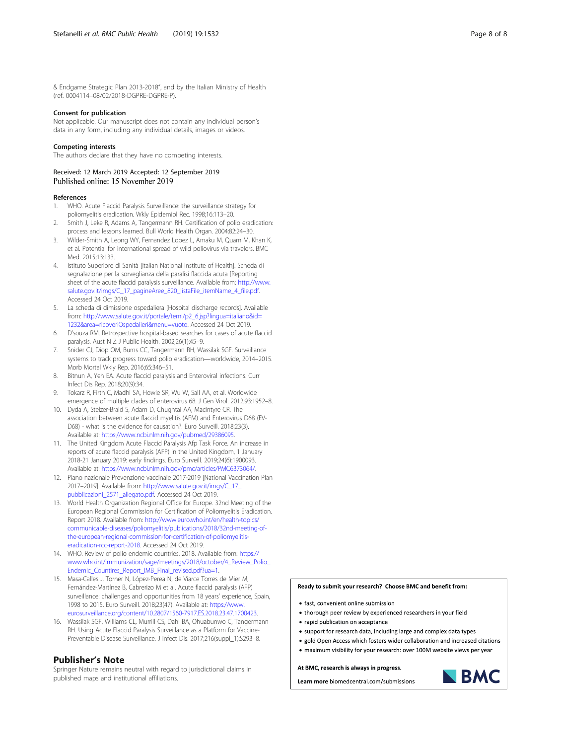& Endgame Strategic Plan 2013-2018", and by the Italian Ministry of Health (ref. 0004114–08/02/2018-DGPRE-DGPRE-P).

### Consent for publication

Not applicable. Our manuscript does not contain any individual person's data in any form, including any individual details, images or videos.

### Competing interests

The authors declare that they have no competing interests.

Received: 12 March 2019 Accepted: 12 September 2019
Published online: 15 November 2019

### References

1. WHO. Acute Flaccid Paralysis Surveillance: the surveillance strategy for poliomyelitis eradication. Wkly Epidemiol Rec. 1998;16:113–20.
2. Smith J, Leke R, Adams A, Tangermann RH. Certification of polio eradication: process and lessons learned. Bull World Health Organ. 2004;82:24–30.
3. Wilder-Smith A, Leong WY, Fernandez Lopez L, Amaku M, Quam M, Khan K, et al. Potential for international spread of wild poliovirus via travelers. BMC Med. 2015;13:133.
4. Istituto Superiore di Sanità [Italian National Institute of Health]. Scheda di segnalazione per la sorveglianza della paralisi flaccida acuta [Reporting sheet of the acute flaccid paralysis surveillance. Available from: http://www.salute.gov.it/imgs/C_17_pagineAree_820_listaFile_itemName_4_file.pdf. Accessed 24 Oct 2019.
5. La scheda di dimissione ospedaliera [Hospital discharge records]. Available from: http://www.salute.gov.it/portale/temi/p2_6.jsp?lingua=italiano&id=1232&area=ricoveriOspedalieri&menu=vuoto. Accessed 24 Oct 2019.
6. D'souza RM. Retrospective hospital-based searches for cases of acute flaccid paralysis. Aust N Z J Public Health. 2002;26(1):45–9.
7. Snider CJ, Diop OM, Burns CC, Tangermann RH, Wassilak SGF. Surveillance systems to track progress toward polio eradication—worldwide, 2014–2015. Morb Mortal Wkly Rep. 2016;65:346–51.
8. Bitnun A, Yeh EA. Acute flaccid paralysis and Enteroviral infections. Curr Infect Dis Rep. 2018;20(9):34.
9. Tokarz R, Firth C, Madhi SA, Howie SR, Wu W, Sall AA, et al. Worldwide emergence of multiple clades of enterovirus 68. J Gen Virol. 2012;93:1952–8.
10. Dyda A, Stelzer-Braid S, Adam D, Chughtai AA, MacIntyre CR. The association between acute flaccid myelitis (AFM) and Enterovirus D68 (EV-D68) - what is the evidence for causation?. Euro Surveill. 2018;23(3). Available at: https://www.ncbi.nlm.nih.gov/pubmed/29386095.
11. The United Kingdom Acute Flaccid Paralysis Afp Task Force. An increase in reports of acute flaccid paralysis (AFP) in the United Kingdom, 1 January 2018-21 January 2019: early findings. Euro Surveill. 2019;24(6):1900093. Available at: https://www.ncbi.nlm.nih.gov/pmc/articles/PMC6373064/.
12. Piano nazionale Prevenzione vaccinale 2017-2019 [National Vaccination Plan 2017–2019]. Available from: http://www.salute.gov.it/imgs/C_17_pubblicazioni_2571_allegato.pdf. Accessed 24 Oct 2019.
13. World Health Organization Regional Office for Europe. 32nd Meeting of the European Regional Commission for Certification of Poliomyelitis Eradication. Report 2018. Available from: http://www.euro.who.int/en/health-topics/communicable-diseases/poliomyelitis/publications/2018/32nd-meeting-of-the-european-regional-commission-for-certification-of-poliomyelitis-eradication-rcc-report-2018. Accessed 24 Oct 2019.
14. WHO. Review of polio endemic countries. 2018. Available from: https://www.who.int/immunization/sage/meetings/2018/october/4_Review_Polio_Endemic_Countires_Report_IMB_Final_revised.pdf?ua=1.
15. Masa-Calles J, Torner N, López-Perea N, de Viarce Torres de Mier M, Fernández-Martínez B, Cabrerizo M et al. Acute flaccid paralysis (AFP) surveillance: challenges and opportunities from 18 years' experience, Spain, 1998 to 2015. Euro Surveill. 2018;23(47). Available at: https://www.eurosurveillance.org/content/10.2807/1560-7917.ES.2018.23.47.1700423.
16. Wassilak SGF, Williams CL, Murrill CS, Dahl BA, Ohuabunwo C, Tangermann RH. Using Acute Flaccid Paralysis Surveillance as a Platform for Vaccine-Preventable Disease Surveillance. J Infect Dis. 2017;216(suppl_1):S293–8.

## Publisher's Note

Springer Nature remains neutral with regard to jurisdictional claims in published maps and institutional affiliations.

**Ready to submit your research? Choose BMC and benefit from:**

- fast, convenient online submission
- thorough peer review by experienced researchers in your field
- rapid publication on acceptance
- support for research data, including large and complex data types
- gold Open Access which fosters wider collaboration and increased citations
- maximum visibility for your research: over 100M website views per year

**At BMC, research is always in progress.**

**Learn more** biomedcentral.com/submissions